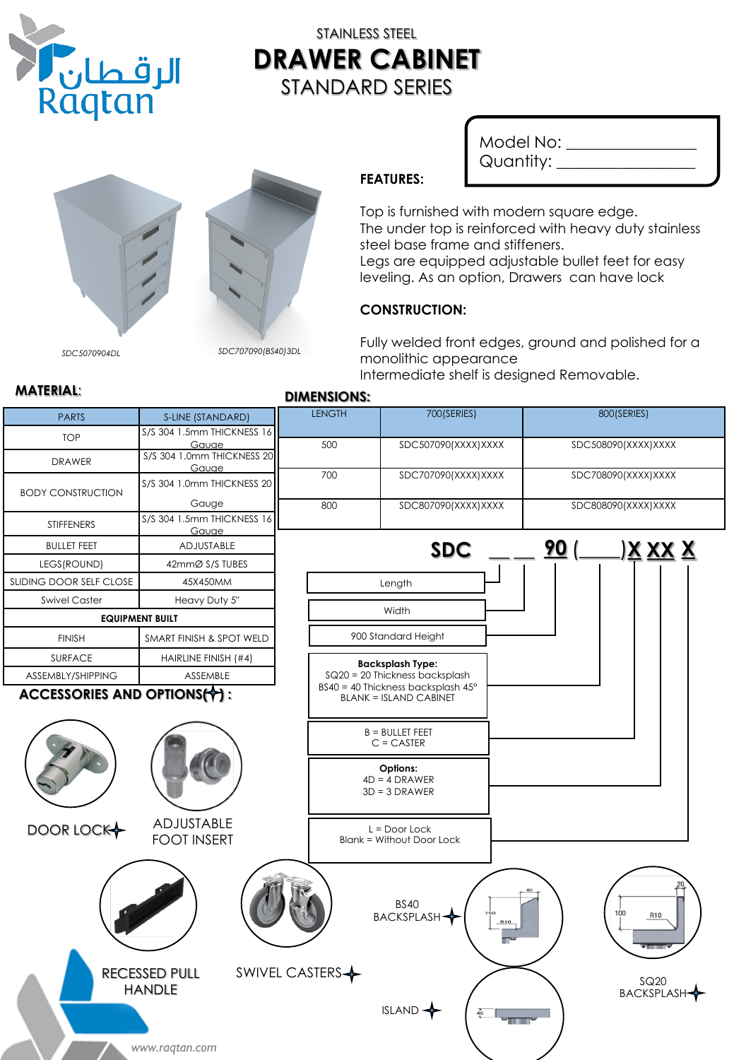الرقطان Raqtan

STAINLESS STEEL

# DRAWER CABINET

STANDARD SERIES

Model No: ________________
Quantity: ________________

SDC5070904DL

SDC707090(BS40)3DL

## FEATURES:

Top is furnished with modern square edge.
The under top is reinforced with heavy duty stainless steel base frame and stiffeners.
Legs are equipped adjustable bullet feet for easy leveling. As an option, Drawers can have lock

## CONSTRUCTION:

Fully welded front edges, ground and polished for a monolithic appearance
Intermediate shelf is designed Removable.

## MATERIAL:

| PARTS | S-LINE (STANDARD) |
|---|---|
| TOP | S/S 304 1.5mm THICKNESS 16 Gauge |
| DRAWER | S/S 304 1.0mm THICKNESS 20 Gauge |
| BODY CONSTRUCTION | S/S 304 1.0mm THICKNESS 20 Gauge |
| STIFFENERS | S/S 304 1.5mm THICKNESS 16 Gauge |
| BULLET FEET | ADJUSTABLE |
| LEGS(ROUND) | 42mmØ S/S TUBES |
| SLIDING DOOR SELF CLOSE | 45X450MM |
| Swivel Caster | Heavy Duty 5" |
| **EQUIPMENT BUILT** | |
| FINISH | SMART FINISH & SPOT WELD |
| SURFACE | HAIRLINE FINISH (#4) |
| ASSEMBLY/SHIPPING | ASSEMBLE |

## DIMENSIONS:

| LENGTH | 700(SERIES) | 800(SERIES) |
|---|---|---|
| 500 | SDC507090(XXXX)XXXX | SDC508090(XXXX)XXXX |
| 700 | SDC707090(XXXX)XXXX | SDC708090(XXXX)XXXX |
| 800 | SDC807090(XXXX)XXXX | SDC808090(XXXX)XXXX |

**SDC __ __ 90 (____)X XX X**

- Length
- Width
- 900 Standard Height
- **Backsplash Type:**
  SQ20 = 20 Thickness backsplash
  BS40 = 40 Thickness backsplash 45°
  BLANK = ISLAND CABINET
- B = BULLET FEET
  C = CASTER
- **Options:**
  4D = 4 DRAWER
  3D = 3 DRAWER
- L = Door Lock
  Blank = Without Door Lock

## ACCESSORIES AND OPTIONS(✦) :

DOOR LOCK✦

ADJUSTABLE FOOT INSERT

RECESSED PULL HANDLE

SWIVEL CASTERS✦

BS40 BACKSPLASH✦

ISLAND ✦

SQ20 BACKSPLASH✦

www.raqtan.com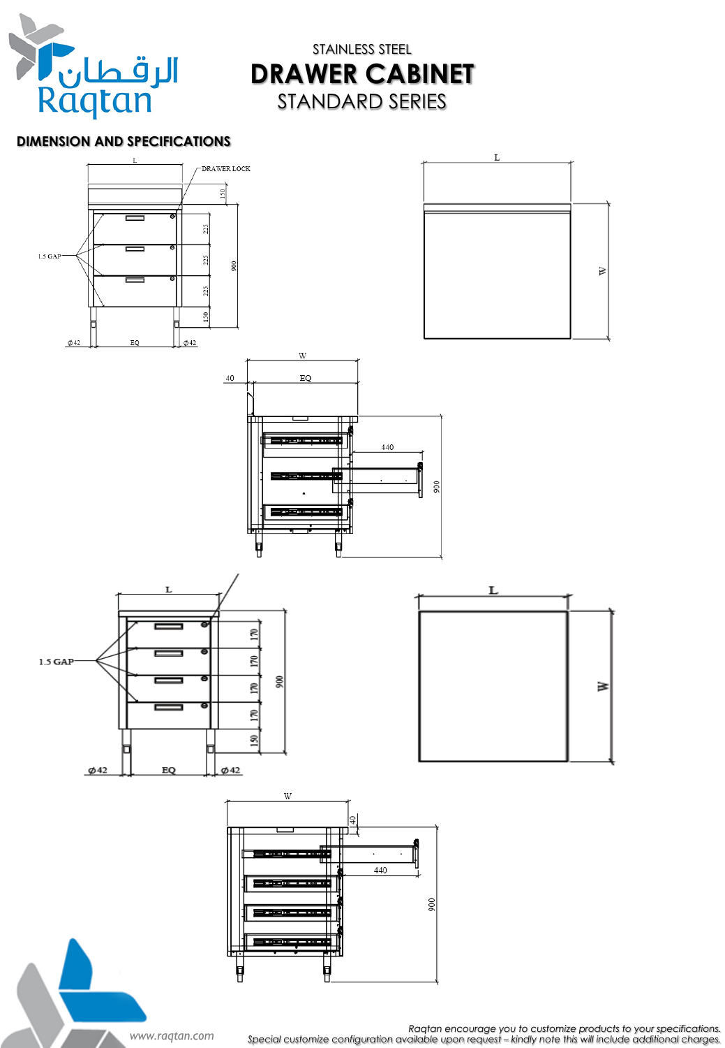الرقطان
Raqtan

STAINLESS STEEL

# DRAWER CABINET

## STANDARD SERIES

### DIMENSION AND SPECIFICATIONS

L
DRAWER LOCK
150
225
225
225
150
900
1.5 GAP
Ø42
EQ
Ø42

L
W

W
40
EQ
440
900

L
1.5 GAP
170
170
170
170
150
900
Ø42
EQ
Ø42

L
W

W
40
440
900

www.raqtan.com

*Raqtan encourage you to customize products to your specifications.*
*Special customize configuration available upon request – kindly note this will include additional charges.*